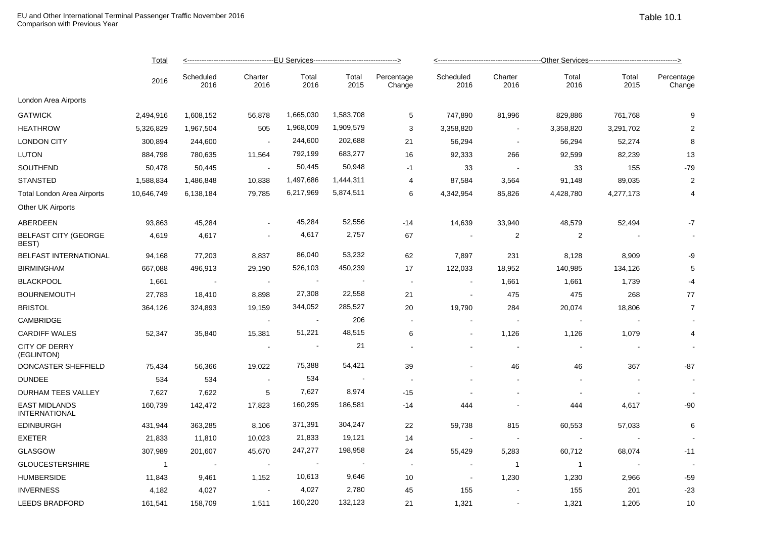EU and Other International Terminal Passenger Traffic November 2016
Comparison with Previous Year

Table 10.1

| | Total | EU Services | | | | | Other Services | | | | |
|---|---|---|---|---|---|---|---|---|---|---|---|
| | 2016 | Scheduled 2016 | Charter 2016 | Total 2016 | Total 2015 | Percentage Change | Scheduled 2016 | Charter 2016 | Total 2016 | Total 2015 | Percentage Change |
| London Area Airports | | | | | | | | | | | |
| GATWICK | 2,494,916 | 1,608,152 | 56,878 | 1,665,030 | 1,583,708 | 5 | 747,890 | 81,996 | 829,886 | 761,768 | 9 |
| HEATHROW | 5,326,829 | 1,967,504 | 505 | 1,968,009 | 1,909,579 | 3 | 3,358,820 | - | 3,358,820 | 3,291,702 | 2 |
| LONDON CITY | 300,894 | 244,600 | - | 244,600 | 202,688 | 21 | 56,294 | - | 56,294 | 52,274 | 8 |
| LUTON | 884,798 | 780,635 | 11,564 | 792,199 | 683,277 | 16 | 92,333 | 266 | 92,599 | 82,239 | 13 |
| SOUTHEND | 50,478 | 50,445 | - | 50,445 | 50,948 | -1 | 33 | - | 33 | 155 | -79 |
| STANSTED | 1,588,834 | 1,486,848 | 10,838 | 1,497,686 | 1,444,311 | 4 | 87,584 | 3,564 | 91,148 | 89,035 | 2 |
| Total London Area Airports | 10,646,749 | 6,138,184 | 79,785 | 6,217,969 | 5,874,511 | 6 | 4,342,954 | 85,826 | 4,428,780 | 4,277,173 | 4 |
| Other UK Airports | | | | | | | | | | | |
| ABERDEEN | 93,863 | 45,284 | - | 45,284 | 52,556 | -14 | 14,639 | 33,940 | 48,579 | 52,494 | -7 |
| BELFAST CITY (GEORGE BEST) | 4,619 | 4,617 | - | 4,617 | 2,757 | 67 | - | 2 | 2 | - | - |
| BELFAST INTERNATIONAL | 94,168 | 77,203 | 8,837 | 86,040 | 53,232 | 62 | 7,897 | 231 | 8,128 | 8,909 | -9 |
| BIRMINGHAM | 667,088 | 496,913 | 29,190 | 526,103 | 450,239 | 17 | 122,033 | 18,952 | 140,985 | 134,126 | 5 |
| BLACKPOOL | 1,661 | - | - | - | - | - | - | 1,661 | 1,661 | 1,739 | -4 |
| BOURNEMOUTH | 27,783 | 18,410 | 8,898 | 27,308 | 22,558 | 21 | - | 475 | 475 | 268 | 77 |
| BRISTOL | 364,126 | 324,893 | 19,159 | 344,052 | 285,527 | 20 | 19,790 | 284 | 20,074 | 18,806 | 7 |
| CAMBRIDGE | | | - | - | 206 | - | - | - | - | - | - |
| CARDIFF WALES | 52,347 | 35,840 | 15,381 | 51,221 | 48,515 | 6 | - | 1,126 | 1,126 | 1,079 | 4 |
| CITY OF DERRY (EGLINTON) | | | - | - | 21 | - | - | - | - | - | - |
| DONCASTER SHEFFIELD | 75,434 | 56,366 | 19,022 | 75,388 | 54,421 | 39 | - | 46 | 46 | 367 | -87 |
| DUNDEE | 534 | 534 | - | 534 | - | - | - | - | - | - | - |
| DURHAM TEES VALLEY | 7,627 | 7,622 | 5 | 7,627 | 8,974 | -15 | - | - | - | - | - |
| EAST MIDLANDS INTERNATIONAL | 160,739 | 142,472 | 17,823 | 160,295 | 186,581 | -14 | 444 | - | 444 | 4,617 | -90 |
| EDINBURGH | 431,944 | 363,285 | 8,106 | 371,391 | 304,247 | 22 | 59,738 | 815 | 60,553 | 57,033 | 6 |
| EXETER | 21,833 | 11,810 | 10,023 | 21,833 | 19,121 | 14 | - | - | - | - | - |
| GLASGOW | 307,989 | 201,607 | 45,670 | 247,277 | 198,958 | 24 | 55,429 | 5,283 | 60,712 | 68,074 | -11 |
| GLOUCESTERSHIRE | 1 | - | - | - | - | - | - | 1 | 1 | - | - |
| HUMBERSIDE | 11,843 | 9,461 | 1,152 | 10,613 | 9,646 | 10 | - | 1,230 | 1,230 | 2,966 | -59 |
| INVERNESS | 4,182 | 4,027 | - | 4,027 | 2,780 | 45 | 155 | - | 155 | 201 | -23 |
| LEEDS BRADFORD | 161,541 | 158,709 | 1,511 | 160,220 | 132,123 | 21 | 1,321 | - | 1,321 | 1,205 | 10 |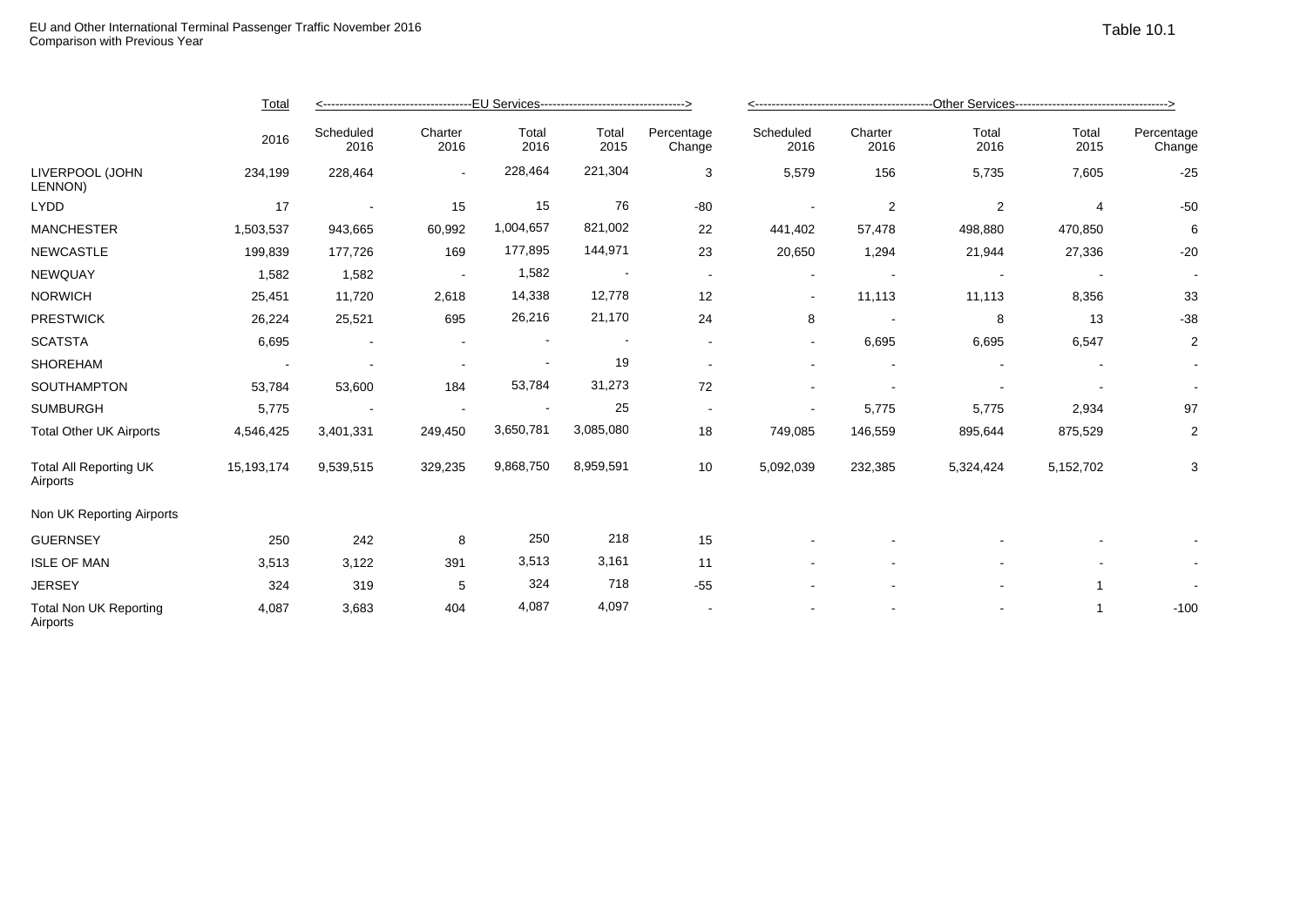EU and Other International Terminal Passenger Traffic November 2016
Comparison with Previous Year

Table 10.1

| | Total | <----EU Services----> | | | | | <----Other Services----> | | | | |
|---|---|---|---|---|---|---|---|---|---|---|---|
| | 2016 | Scheduled 2016 | Charter 2016 | Total 2016 | Total 2015 | Percentage Change | Scheduled 2016 | Charter 2016 | Total 2016 | Total 2015 | Percentage Change |
| LIVERPOOL (JOHN LENNON) | 234,199 | 228,464 | - | 228,464 | 221,304 | 3 | 5,579 | 156 | 5,735 | 7,605 | -25 |
| LYDD | 17 | - | 15 | 15 | 76 | -80 | - | 2 | 2 | 4 | -50 |
| MANCHESTER | 1,503,537 | 943,665 | 60,992 | 1,004,657 | 821,002 | 22 | 441,402 | 57,478 | 498,880 | 470,850 | 6 |
| NEWCASTLE | 199,839 | 177,726 | 169 | 177,895 | 144,971 | 23 | 20,650 | 1,294 | 21,944 | 27,336 | -20 |
| NEWQUAY | 1,582 | 1,582 | - | 1,582 | - | - | - | - | - | - | - |
| NORWICH | 25,451 | 11,720 | 2,618 | 14,338 | 12,778 | 12 | - | 11,113 | 11,113 | 8,356 | 33 |
| PRESTWICK | 26,224 | 25,521 | 695 | 26,216 | 21,170 | 24 | 8 | - | 8 | 13 | -38 |
| SCATSTA | 6,695 | - | - | - | - | - | - | 6,695 | 6,695 | 6,547 | 2 |
| SHOREHAM | - | - | - | - | 19 | - | - | - | - | - | - |
| SOUTHAMPTON | 53,784 | 53,600 | 184 | 53,784 | 31,273 | 72 | - | - | - | - | - |
| SUMBURGH | 5,775 | - | - | - | 25 | - | - | 5,775 | 5,775 | 2,934 | 97 |
| Total Other UK Airports | 4,546,425 | 3,401,331 | 249,450 | 3,650,781 | 3,085,080 | 18 | 749,085 | 146,559 | 895,644 | 875,529 | 2 |
| Total All Reporting UK Airports | 15,193,174 | 9,539,515 | 329,235 | 9,868,750 | 8,959,591 | 10 | 5,092,039 | 232,385 | 5,324,424 | 5,152,702 | 3 |
| Non UK Reporting Airports | | | | | | | | | | | |
| GUERNSEY | 250 | 242 | 8 | 250 | 218 | 15 | - | - | - | - | - |
| ISLE OF MAN | 3,513 | 3,122 | 391 | 3,513 | 3,161 | 11 | - | - | - | - | - |
| JERSEY | 324 | 319 | 5 | 324 | 718 | -55 | - | - | - | 1 | - |
| Total Non UK Reporting Airports | 4,087 | 3,683 | 404 | 4,087 | 4,097 | - | - | - | - | 1 | -100 |